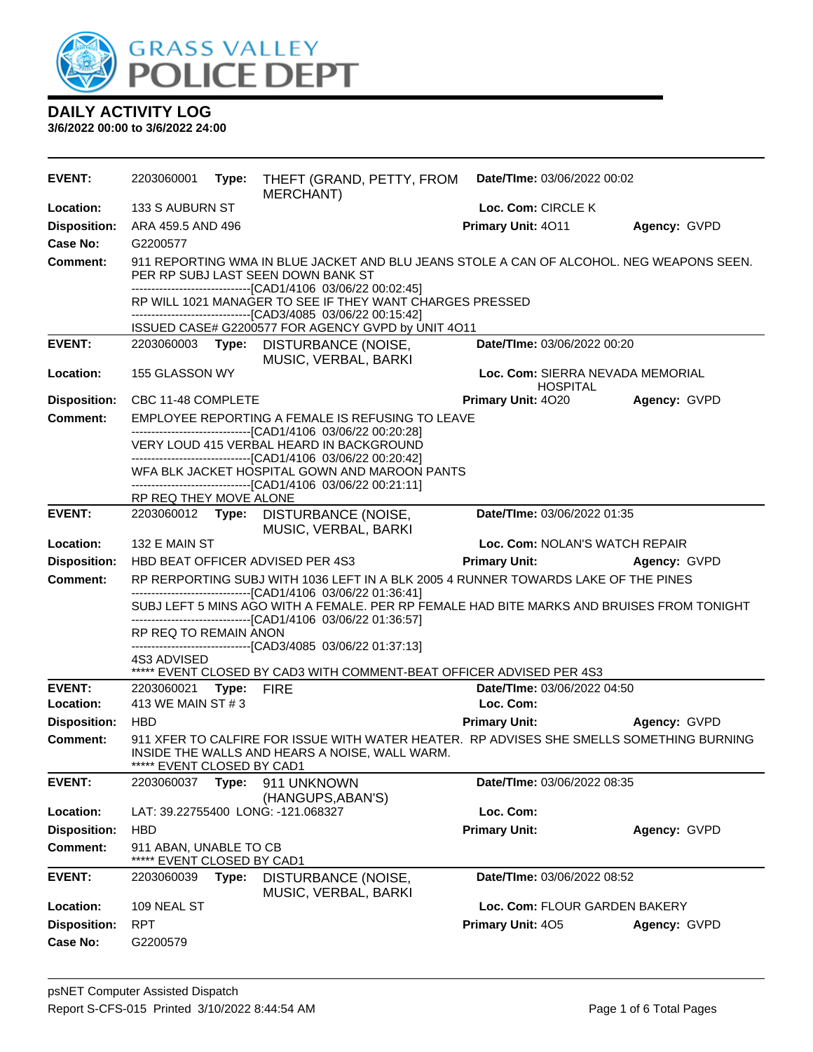# DAILY ACTIVITY LOG

**3/6/2022 00:00 to 3/6/2022 24:00**

| | | | | |
|---|---|---|---|---|
| **EVENT:** | 2203060001 **Type:** THEFT (GRAND, PETTY, FROM MERCHANT) | **Date/TIme:** 03/06/2022 00:02 | | |
| **Location:** | 133 S AUBURN ST | **Loc. Com:** CIRCLE K | | |
| **Disposition:** | ARA 459.5 AND 496 | **Primary Unit:** 4O11 | **Agency:** GVPD | |
| **Case No:** | G2200577 | | | |
| **Comment:** | 911 REPORTING WMA IN BLUE JACKET AND BLU JEANS STOLE A CAN OF ALCOHOL. NEG WEAPONS SEEN. PER RP SUBJ LAST SEEN DOWN BANK ST<br>-------------------------------[CAD1/4106 03/06/22 00:02:45]<br>RP WILL 1021 MANAGER TO SEE IF THEY WANT CHARGES PRESSED<br>-------------------------------[CAD3/4085 03/06/22 00:15:42]<br>ISSUED CASE# G2200577 FOR AGENCY GVPD by UNIT 4O11 | | | |

| | | | | |
|---|---|---|---|---|
| **EVENT:** | 2203060003 **Type:** DISTURBANCE (NOISE, MUSIC, VERBAL, BARKI | **Date/TIme:** 03/06/2022 00:20 | | |
| **Location:** | 155 GLASSON WY | **Loc. Com:** SIERRA NEVADA MEMORIAL HOSPITAL | | |
| **Disposition:** | CBC 11-48 COMPLETE | **Primary Unit:** 4O20 | **Agency:** GVPD | |
| **Comment:** | EMPLOYEE REPORTING A FEMALE IS REFUSING TO LEAVE<br>-------------------------------[CAD1/4106 03/06/22 00:20:28]<br>VERY LOUD 415 VERBAL HEARD IN BACKGROUND<br>-------------------------------[CAD1/4106 03/06/22 00:20:42]<br>WFA BLK JACKET HOSPITAL GOWN AND MAROON PANTS<br>-------------------------------[CAD1/4106 03/06/22 00:21:11]<br>RP REQ THEY MOVE ALONE | | | |

| | | | | |
|---|---|---|---|---|
| **EVENT:** | 2203060012 **Type:** DISTURBANCE (NOISE, MUSIC, VERBAL, BARKI | **Date/TIme:** 03/06/2022 01:35 | | |
| **Location:** | 132 E MAIN ST | **Loc. Com:** NOLAN'S WATCH REPAIR | | |
| **Disposition:** | HBD BEAT OFFICER ADVISED PER 4S3 | **Primary Unit:** | **Agency:** GVPD | |
| **Comment:** | RP RERPORTING SUBJ WITH 1036 LEFT IN A BLK 2005 4 RUNNER TOWARDS LAKE OF THE PINES<br>-------------------------------[CAD1/4106 03/06/22 01:36:41]<br>SUBJ LEFT 5 MINS AGO WITH A FEMALE. PER RP FEMALE HAD BITE MARKS AND BRUISES FROM TONIGHT<br>-------------------------------[CAD1/4106 03/06/22 01:36:57]<br>RP REQ TO REMAIN ANON<br>-------------------------------[CAD3/4085 03/06/22 01:37:13]<br>4S3 ADVISED<br>***** EVENT CLOSED BY CAD3 WITH COMMENT-BEAT OFFICER ADVISED PER 4S3 | | | |

| | | | | |
|---|---|---|---|---|
| **EVENT:** | 2203060021 **Type:** FIRE | **Date/TIme:** 03/06/2022 04:50 | | |
| **Location:** | 413 WE MAIN ST # 3 | **Loc. Com:** | | |
| **Disposition:** | HBD | **Primary Unit:** | **Agency:** GVPD | |
| **Comment:** | 911 XFER TO CALFIRE FOR ISSUE WITH WATER HEATER. RP ADVISES SHE SMELLS SOMETHING BURNING INSIDE THE WALLS AND HEARS A NOISE, WALL WARM.<br>***** EVENT CLOSED BY CAD1 | | | |

| | | | | |
|---|---|---|---|---|
| **EVENT:** | 2203060037 **Type:** 911 UNKNOWN (HANGUPS,ABAN'S) | **Date/TIme:** 03/06/2022 08:35 | | |
| **Location:** | LAT: 39.22755400 LONG: -121.068327 | **Loc. Com:** | | |
| **Disposition:** | HBD | **Primary Unit:** | **Agency:** GVPD | |
| **Comment:** | 911 ABAN, UNABLE TO CB<br>***** EVENT CLOSED BY CAD1 | | | |

| | | | | |
|---|---|---|---|---|
| **EVENT:** | 2203060039 **Type:** DISTURBANCE (NOISE, MUSIC, VERBAL, BARKI | **Date/TIme:** 03/06/2022 08:52 | | |
| **Location:** | 109 NEAL ST | **Loc. Com:** FLOUR GARDEN BAKERY | | |
| **Disposition:** | RPT | **Primary Unit:** 4O5 | **Agency:** GVPD | |
| **Case No:** | G2200579 | | | |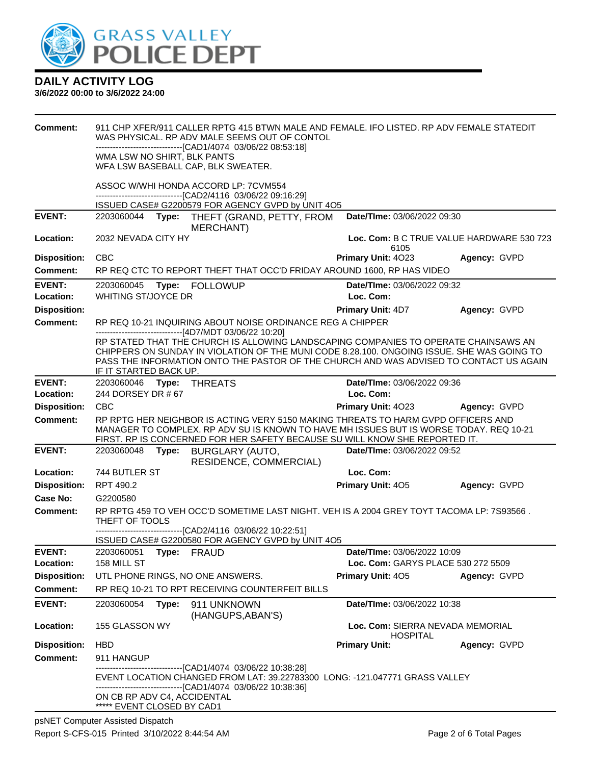# DAILY ACTIVITY LOG

**3/6/2022 00:00 to 3/6/2022 24:00**

**Comment:** 911 CHP XFER/911 CALLER RPTG 415 BTWN MALE AND FEMALE. IFO LISTED. RP ADV FEMALE STATEDIT WAS PHYSICAL. RP ADV MALE SEEMS OUT OF CONTOL
------------------------------[CAD1/4074 03/06/22 08:53:18]
WMA LSW NO SHIRT, BLK PANTS
WFA LSW BASEBALL CAP, BLK SWEATER.

ASSOC W/WHI HONDA ACCORD LP: 7CVM554
------------------------------[CAD2/4116 03/06/22 09:16:29]
ISSUED CASE# G2200579 FOR AGENCY GVPD by UNIT 4O5

---

| | | | |
|---|---|---|---|
| **EVENT:** | 2203060044 **Type:** THEFT (GRAND, PETTY, FROM MERCHANT) | **Date/TIme:** 03/06/2022 09:30 | |
| **Location:** | 2032 NEVADA CITY HY | **Loc. Com:** B C TRUE VALUE HARDWARE 530 723 6105 | |
| **Disposition:** | CBC | **Primary Unit:** 4O23 | **Agency:** GVPD |

**Comment:** RP REQ CTC TO REPORT THEFT THAT OCC'D FRIDAY AROUND 1600, RP HAS VIDEO

---

| | | | |
|---|---|---|---|
| **EVENT:** | 2203060045 **Type:** FOLLOWUP | **Date/TIme:** 03/06/2022 09:32 | |
| **Location:** | WHITING ST/JOYCE DR | **Loc. Com:** | |
| **Disposition:** | | **Primary Unit:** 4D7 | **Agency:** GVPD |

**Comment:** RP REQ 10-21 INQUIRING ABOUT NOISE ORDINANCE REG A CHIPPER
------------------------------[4D7/MDT 03/06/22 10:20]
RP STATED THAT THE CHURCH IS ALLOWING LANDSCAPING COMPANIES TO OPERATE CHAINSAWS AN CHIPPERS ON SUNDAY IN VIOLATION OF THE MUNI CODE 8.28.100. ONGOING ISSUE. SHE WAS GOING TO PASS THE INFORMATION ONTO THE PASTOR OF THE CHURCH AND WAS ADVISED TO CONTACT US AGAIN IF IT STARTED BACK UP.

---

| | | | |
|---|---|---|---|
| **EVENT:** | 2203060046 **Type:** THREATS | **Date/TIme:** 03/06/2022 09:36 | |
| **Location:** | 244 DORSEY DR # 67 | **Loc. Com:** | |
| **Disposition:** | CBC | **Primary Unit:** 4O23 | **Agency:** GVPD |

**Comment:** RP RPTG HER NEIGHBOR IS ACTING VERY 5150 MAKING THREATS TO HARM GVPD OFFICERS AND MANAGER TO COMPLEX. RP ADV SU IS KNOWN TO HAVE MH ISSUES BUT IS WORSE TODAY. REQ 10-21 FIRST. RP IS CONCERNED FOR HER SAFETY BECAUSE SU WILL KNOW SHE REPORTED IT.

---

| | | | |
|---|---|---|---|
| **EVENT:** | 2203060048 **Type:** BURGLARY (AUTO, RESIDENCE, COMMERCIAL) | **Date/TIme:** 03/06/2022 09:52 | |
| **Location:** | 744 BUTLER ST | **Loc. Com:** | |
| **Disposition:** | RPT 490.2 | **Primary Unit:** 4O5 | **Agency:** GVPD |
| **Case No:** | G2200580 | | |

**Comment:** RP RPTG 459 TO VEH OCC'D SOMETIME LAST NIGHT. VEH IS A 2004 GREY TOYT TACOMA LP: 7S93566 . THEFT OF TOOLS
------------------------------[CAD2/4116 03/06/22 10:22:51]
ISSUED CASE# G2200580 FOR AGENCY GVPD by UNIT 4O5

---

| | | | |
|---|---|---|---|
| **EVENT:** | 2203060051 **Type:** FRAUD | **Date/TIme:** 03/06/2022 10:09 | |
| **Location:** | 158 MILL ST | **Loc. Com:** GARYS PLACE 530 272 5509 | |
| **Disposition:** | UTL PHONE RINGS, NO ONE ANSWERS. | **Primary Unit:** 4O5 | **Agency:** GVPD |

**Comment:** RP REQ 10-21 TO RPT RECEIVING COUNTERFEIT BILLS

---

| | | | |
|---|---|---|---|
| **EVENT:** | 2203060054 **Type:** 911 UNKNOWN (HANGUPS,ABAN'S) | **Date/TIme:** 03/06/2022 10:38 | |
| **Location:** | 155 GLASSON WY | **Loc. Com:** SIERRA NEVADA MEMORIAL HOSPITAL | |
| **Disposition:** | HBD | **Primary Unit:** | **Agency:** GVPD |

**Comment:** 911 HANGUP
------------------------------[CAD1/4074 03/06/22 10:38:28]
EVENT LOCATION CHANGED FROM LAT: 39.22783300 LONG: -121.047771 GRASS VALLEY
------------------------------[CAD1/4074 03/06/22 10:38:36]
ON CB RP ADV C4, ACCIDENTAL
***** EVENT CLOSED BY CAD1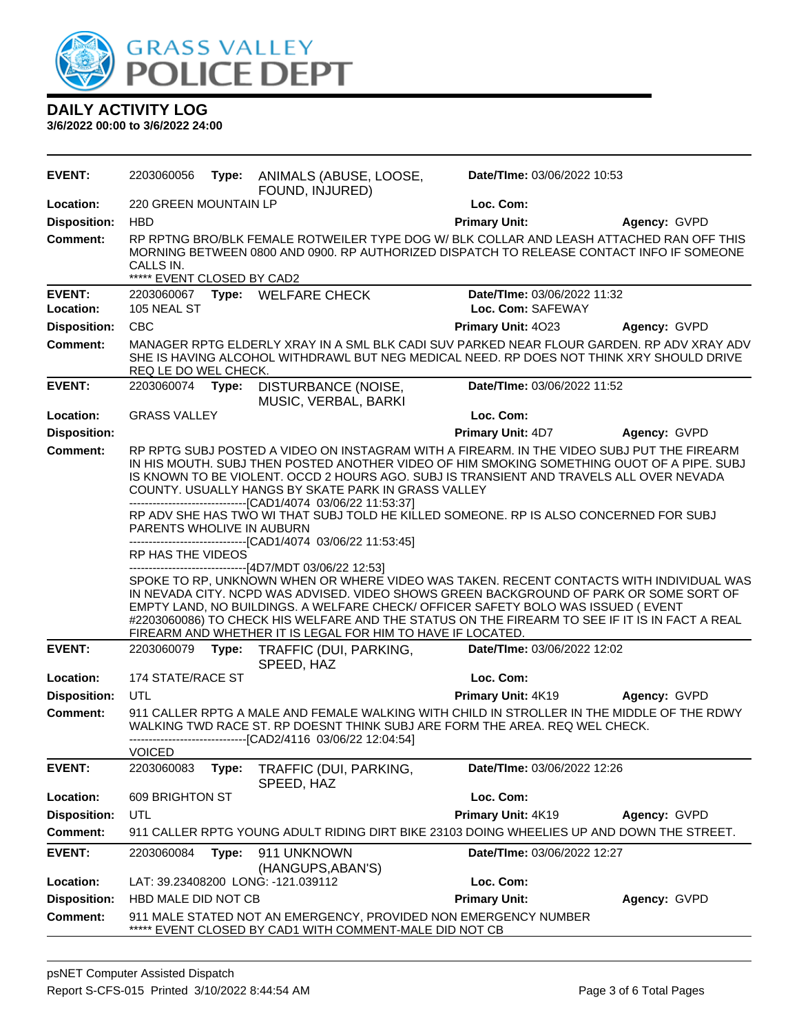**DAILY ACTIVITY LOG**
**3/6/2022 00:00 to 3/6/2022 24:00**

| | | | | |
|---|---|---|---|---|
| **EVENT:** | 2203060056 **Type:** ANIMALS (ABUSE, LOOSE, FOUND, INJURED) | **Date/TIme:** 03/06/2022 10:53 | | |
| **Location:** | 220 GREEN MOUNTAIN LP | **Loc. Com:** | | |
| **Disposition:** | HBD | **Primary Unit:** | **Agency:** GVPD | |
| **Comment:** | RP RPTNG BRO/BLK FEMALE ROTWEILER TYPE DOG W/ BLK COLLAR AND LEASH ATTACHED RAN OFF THIS MORNING BETWEEN 0800 AND 0900. RP AUTHORIZED DISPATCH TO RELEASE CONTACT INFO IF SOMEONE CALLS IN.<br>***** EVENT CLOSED BY CAD2 | | | |

| | | | | |
|---|---|---|---|---|
| **EVENT:** | 2203060067 **Type:** WELFARE CHECK | **Date/TIme:** 03/06/2022 11:32 | | |
| **Location:** | 105 NEAL ST | **Loc. Com:** SAFEWAY | | |
| **Disposition:** | CBC | **Primary Unit:** 4O23 | **Agency:** GVPD | |
| **Comment:** | MANAGER RPTG ELDERLY XRAY IN A SML BLK CADI SUV PARKED NEAR FLOUR GARDEN. RP ADV XRAY ADV SHE IS HAVING ALCOHOL WITHDRAWL BUT NEG MEDICAL NEED. RP DOES NOT THINK XRY SHOULD DRIVE REQ LE DO WEL CHECK. | | | |

| | | | | |
|---|---|---|---|---|
| **EVENT:** | 2203060074 **Type:** DISTURBANCE (NOISE, MUSIC, VERBAL, BARKI | **Date/TIme:** 03/06/2022 11:52 | | |
| **Location:** | GRASS VALLEY | **Loc. Com:** | | |
| **Disposition:** | | **Primary Unit:** 4D7 | **Agency:** GVPD | |
| **Comment:** | RP RPTG SUBJ POSTED A VIDEO ON INSTAGRAM WITH A FIREARM. IN THE VIDEO SUBJ PUT THE FIREARM IN HIS MOUTH. SUBJ THEN POSTED ANOTHER VIDEO OF HIM SMOKING SOMETHING OUOT OF A PIPE. SUBJ IS KNOWN TO BE VIOLENT. OCCD 2 HOURS AGO. SUBJ IS TRANSIENT AND TRAVELS ALL OVER NEVADA COUNTY. USUALLY HANGS BY SKATE PARK IN GRASS VALLEY<br>------------------------------[CAD1/4074 03/06/22 11:53:37]<br>RP ADV SHE HAS TWO WI THAT SUBJ TOLD HE KILLED SOMEONE. RP IS ALSO CONCERNED FOR SUBJ PARENTS WHOLIVE IN AUBURN<br>------------------------------[CAD1/4074 03/06/22 11:53:45]<br>RP HAS THE VIDEOS<br>------------------------------[4D7/MDT 03/06/22 12:53]<br>SPOKE TO RP, UNKNOWN WHEN OR WHERE VIDEO WAS TAKEN. RECENT CONTACTS WITH INDIVIDUAL WAS IN NEVADA CITY. NCPD WAS ADVISED. VIDEO SHOWS GREEN BACKGROUND OF PARK OR SOME SORT OF EMPTY LAND, NO BUILDINGS. A WELFARE CHECK/ OFFICER SAFETY BOLO WAS ISSUED ( EVENT #2203060086) TO CHECK HIS WELFARE AND THE STATUS ON THE FIREARM TO SEE IF IT IS IN FACT A REAL FIREARM AND WHETHER IT IS LEGAL FOR HIM TO HAVE IF LOCATED. | | | |

| | | | | |
|---|---|---|---|---|
| **EVENT:** | 2203060079 **Type:** TRAFFIC (DUI, PARKING, SPEED, HAZ | **Date/TIme:** 03/06/2022 12:02 | | |
| **Location:** | 174 STATE/RACE ST | **Loc. Com:** | | |
| **Disposition:** | UTL | **Primary Unit:** 4K19 | **Agency:** GVPD | |
| **Comment:** | 911 CALLER RPTG A MALE AND FEMALE WALKING WITH CHILD IN STROLLER IN THE MIDDLE OF THE RDWY WALKING TWD RACE ST. RP DOESNT THINK SUBJ ARE FORM THE AREA. REQ WEL CHECK.<br>------------------------------[CAD2/4116 03/06/22 12:04:54]<br>VOICED | | | |

| | | | | |
|---|---|---|---|---|
| **EVENT:** | 2203060083 **Type:** TRAFFIC (DUI, PARKING, SPEED, HAZ | **Date/TIme:** 03/06/2022 12:26 | | |
| **Location:** | 609 BRIGHTON ST | **Loc. Com:** | | |
| **Disposition:** | UTL | **Primary Unit:** 4K19 | **Agency:** GVPD | |
| **Comment:** | 911 CALLER RPTG YOUNG ADULT RIDING DIRT BIKE 23103 DOING WHEELIES UP AND DOWN THE STREET. | | | |

| | | | | |
|---|---|---|---|---|
| **EVENT:** | 2203060084 **Type:** 911 UNKNOWN (HANGUPS,ABAN'S) | **Date/TIme:** 03/06/2022 12:27 | | |
| **Location:** | LAT: 39.23408200 LONG: -121.039112 | **Loc. Com:** | | |
| **Disposition:** | HBD MALE DID NOT CB | **Primary Unit:** | **Agency:** GVPD | |
| **Comment:** | 911 MALE STATED NOT AN EMERGENCY, PROVIDED NON EMERGENCY NUMBER<br>***** EVENT CLOSED BY CAD1 WITH COMMENT-MALE DID NOT CB | | | |

psNET Computer Assisted Dispatch
Report S-CFS-015 Printed 3/10/2022 8:44:54 AM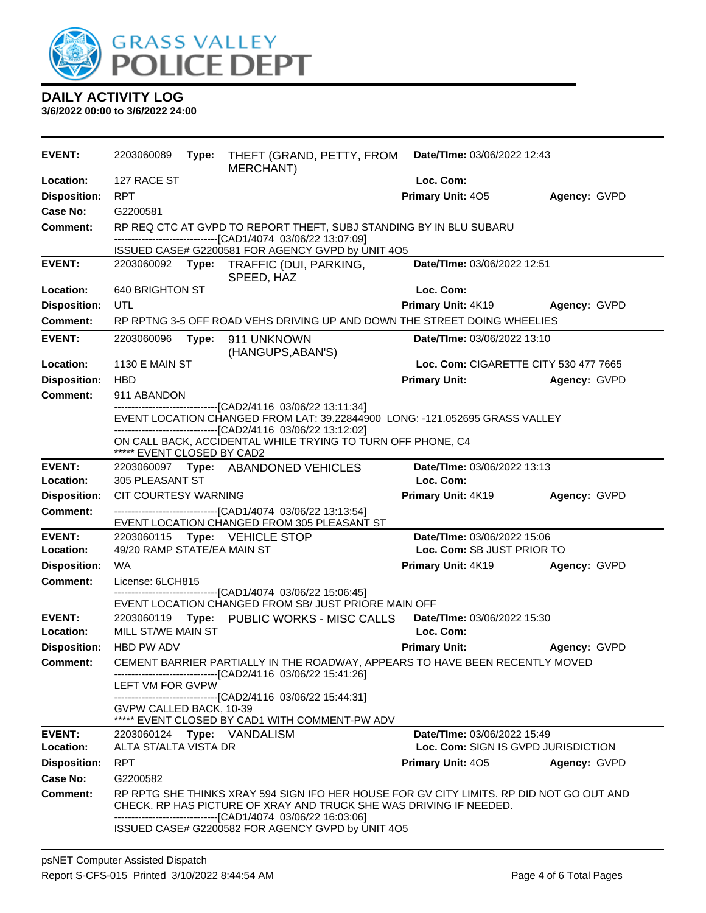# DAILY ACTIVITY LOG

**3/6/2022 00:00 to 3/6/2022 24:00**

**EVENT:** 2203060089 **Type:** THEFT (GRAND, PETTY, FROM MERCHANT) **Date/TIme:** 03/06/2022 12:43
**Location:** 127 RACE ST **Loc. Com:**
**Disposition:** RPT **Primary Unit:** 4O5 **Agency:** GVPD
**Case No:** G2200581
**Comment:** RP REQ CTC AT GVPD TO REPORT THEFT, SUBJ STANDING BY IN BLU SUBARU
------------------------------[CAD1/4074 03/06/22 13:07:09]
ISSUED CASE# G2200581 FOR AGENCY GVPD by UNIT 4O5

**EVENT:** 2203060092 **Type:** TRAFFIC (DUI, PARKING, SPEED, HAZ **Date/TIme:** 03/06/2022 12:51
**Location:** 640 BRIGHTON ST **Loc. Com:**
**Disposition:** UTL **Primary Unit:** 4K19 **Agency:** GVPD
**Comment:** RP RPTNG 3-5 OFF ROAD VEHS DRIVING UP AND DOWN THE STREET DOING WHEELIES

**EVENT:** 2203060096 **Type:** 911 UNKNOWN (HANGUPS,ABAN'S) **Date/TIme:** 03/06/2022 13:10
**Location:** 1130 E MAIN ST **Loc. Com:** CIGARETTE CITY 530 477 7665
**Disposition:** HBD **Primary Unit:** **Agency:** GVPD
**Comment:** 911 ABANDON
------------------------------[CAD2/4116 03/06/22 13:11:34]
EVENT LOCATION CHANGED FROM LAT: 39.22844900 LONG: -121.052695 GRASS VALLEY
------------------------------[CAD2/4116 03/06/22 13:12:02]
ON CALL BACK, ACCIDENTAL WHILE TRYING TO TURN OFF PHONE, C4
***** EVENT CLOSED BY CAD2

**EVENT:** 2203060097 **Type:** ABANDONED VEHICLES **Date/TIme:** 03/06/2022 13:13
**Location:** 305 PLEASANT ST **Loc. Com:**
**Disposition:** CIT COURTESY WARNING **Primary Unit:** 4K19 **Agency:** GVPD
**Comment:** ------------------------------[CAD1/4074 03/06/22 13:13:54]
EVENT LOCATION CHANGED FROM 305 PLEASANT ST

**EVENT:** 2203060115 **Type:** VEHICLE STOP **Date/TIme:** 03/06/2022 15:06
**Location:** 49/20 RAMP STATE/EA MAIN ST **Loc. Com:** SB JUST PRIOR TO
**Disposition:** WA **Primary Unit:** 4K19 **Agency:** GVPD
**Comment:** License: 6LCH815
------------------------------[CAD1/4074 03/06/22 15:06:45]
EVENT LOCATION CHANGED FROM SB/ JUST PRIORE MAIN OFF

**EVENT:** 2203060119 **Type:** PUBLIC WORKS - MISC CALLS **Date/TIme:** 03/06/2022 15:30
**Location:** MILL ST/WE MAIN ST **Loc. Com:**
**Disposition:** HBD PW ADV **Primary Unit:** **Agency:** GVPD
**Comment:** CEMENT BARRIER PARTIALLY IN THE ROADWAY, APPEARS TO HAVE BEEN RECENTLY MOVED
------------------------------[CAD2/4116 03/06/22 15:41:26]
LEFT VM FOR GVPW
------------------------------[CAD2/4116 03/06/22 15:44:31]
GVPW CALLED BACK, 10-39
***** EVENT CLOSED BY CAD1 WITH COMMENT-PW ADV

**EVENT:** 2203060124 **Type:** VANDALISM **Date/TIme:** 03/06/2022 15:49
**Location:** ALTA ST/ALTA VISTA DR **Loc. Com:** SIGN IS GVPD JURISDICTION
**Disposition:** RPT **Primary Unit:** 4O5 **Agency:** GVPD
**Case No:** G2200582
**Comment:** RP RPTG SHE THINKS XRAY 594 SIGN IFO HER HOUSE FOR GV CITY LIMITS. RP DID NOT GO OUT AND CHECK. RP HAS PICTURE OF XRAY AND TRUCK SHE WAS DRIVING IF NEEDED.
------------------------------[CAD1/4074 03/06/22 16:03:06]
ISSUED CASE# G2200582 FOR AGENCY GVPD by UNIT 4O5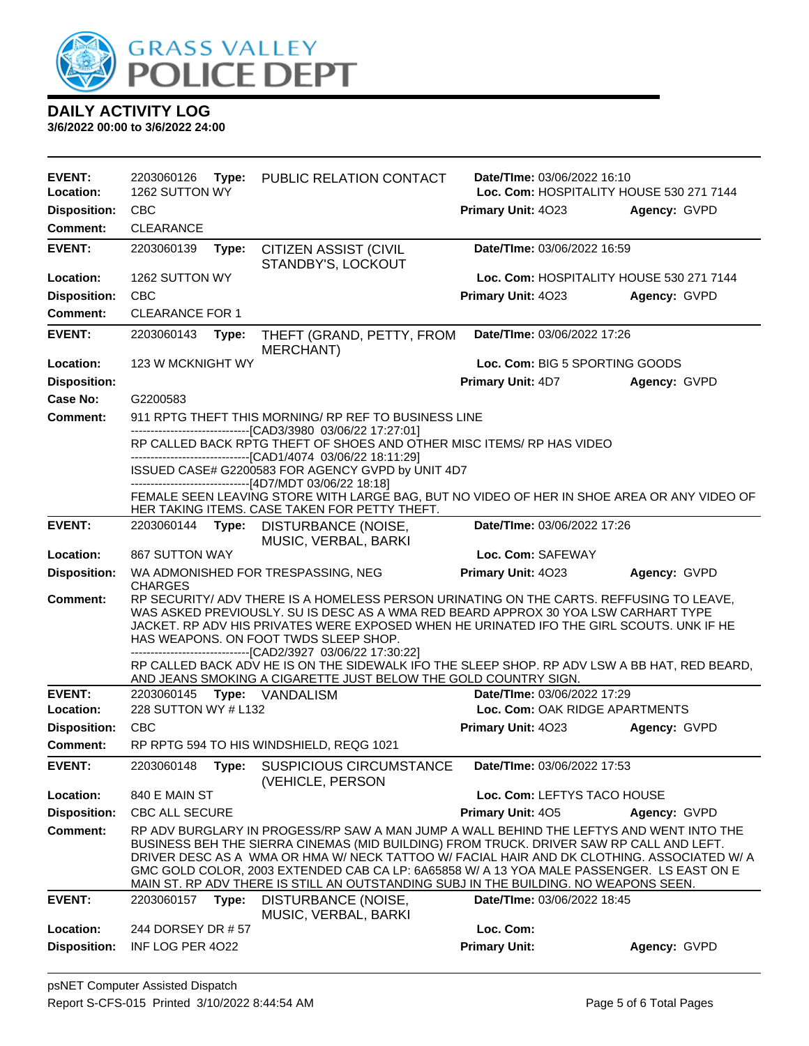# GRASS VALLEY POLICE DEPT

## DAILY ACTIVITY LOG

**3/6/2022 00:00 to 3/6/2022 24:00**

| | | | |
|---|---|---|---|
| **EVENT:** | 2203060126 **Type:** PUBLIC RELATION CONTACT | **Date/TIme:** 03/06/2022 16:10 | |
| **Location:** | 1262 SUTTON WY | **Loc. Com:** HOSPITALITY HOUSE 530 271 7144 | |
| **Disposition:** | CBC | **Primary Unit:** 4O23 | **Agency:** GVPD |
| **Comment:** | CLEARANCE | | |

| | | | |
|---|---|---|---|
| **EVENT:** | 2203060139 **Type:** CITIZEN ASSIST (CIVIL STANDBY'S, LOCKOUT | **Date/TIme:** 03/06/2022 16:59 | |
| **Location:** | 1262 SUTTON WY | **Loc. Com:** HOSPITALITY HOUSE 530 271 7144 | |
| **Disposition:** | CBC | **Primary Unit:** 4O23 | **Agency:** GVPD |
| **Comment:** | CLEARANCE FOR 1 | | |

| | | | |
|---|---|---|---|
| **EVENT:** | 2203060143 **Type:** THEFT (GRAND, PETTY, FROM MERCHANT) | **Date/TIme:** 03/06/2022 17:26 | |
| **Location:** | 123 W MCKNIGHT WY | **Loc. Com:** BIG 5 SPORTING GOODS | |
| **Disposition:** | | **Primary Unit:** 4D7 | **Agency:** GVPD |
| **Case No:** | G2200583 | | |

**Comment:** 911 RPTG THEFT THIS MORNING/ RP REF TO BUSINESS LINE
------------------------------[CAD3/3980 03/06/22 17:27:01]
RP CALLED BACK RPTG THEFT OF SHOES AND OTHER MISC ITEMS/ RP HAS VIDEO
------------------------------[CAD1/4074 03/06/22 18:11:29]
ISSUED CASE# G2200583 FOR AGENCY GVPD by UNIT 4D7
------------------------------[4D7/MDT 03/06/22 18:18]
FEMALE SEEN LEAVING STORE WITH LARGE BAG, BUT NO VIDEO OF HER IN SHOE AREA OR ANY VIDEO OF HER TAKING ITEMS. CASE TAKEN FOR PETTY THEFT.

| | | | |
|---|---|---|---|
| **EVENT:** | 2203060144 **Type:** DISTURBANCE (NOISE, MUSIC, VERBAL, BARKI | **Date/TIme:** 03/06/2022 17:26 | |
| **Location:** | 867 SUTTON WAY | **Loc. Com:** SAFEWAY | |
| **Disposition:** | WA ADMONISHED FOR TRESPASSING, NEG CHARGES | **Primary Unit:** 4O23 | **Agency:** GVPD |

**Comment:** RP SECURITY/ ADV THERE IS A HOMELESS PERSON URINATING ON THE CARTS. REFFUSING TO LEAVE, WAS ASKED PREVIOUSLY. SU IS DESC AS A WMA RED BEARD APPROX 30 YOA LSW CARHART TYPE JACKET. RP ADV HIS PRIVATES WERE EXPOSED WHEN HE URINATED IFO THE GIRL SCOUTS. UNK IF HE HAS WEAPONS. ON FOOT TWDS SLEEP SHOP.
------------------------------[CAD2/3927 03/06/22 17:30:22]
RP CALLED BACK ADV HE IS ON THE SIDEWALK IFO THE SLEEP SHOP. RP ADV LSW A BB HAT, RED BEARD, AND JEANS SMOKING A CIGARETTE JUST BELOW THE GOLD COUNTRY SIGN.

| | | | |
|---|---|---|---|
| **EVENT:** | 2203060145 **Type:** VANDALISM | **Date/TIme:** 03/06/2022 17:29 | |
| **Location:** | 228 SUTTON WY # L132 | **Loc. Com:** OAK RIDGE APARTMENTS | |
| **Disposition:** | CBC | **Primary Unit:** 4O23 | **Agency:** GVPD |
| **Comment:** | RP RPTG 594 TO HIS WINDSHIELD, REQG 1021 | | |

| | | | |
|---|---|---|---|
| **EVENT:** | 2203060148 **Type:** SUSPICIOUS CIRCUMSTANCE (VEHICLE, PERSON | **Date/TIme:** 03/06/2022 17:53 | |
| **Location:** | 840 E MAIN ST | **Loc. Com:** LEFTYS TACO HOUSE | |
| **Disposition:** | CBC ALL SECURE | **Primary Unit:** 4O5 | **Agency:** GVPD |

**Comment:** RP ADV BURGLARY IN PROGESS/RP SAW A MAN JUMP A WALL BEHIND THE LEFTYS AND WENT INTO THE BUSINESS BEH THE SIERRA CINEMAS (MID BUILDING) FROM TRUCK. DRIVER SAW RP CALL AND LEFT. DRIVER DESC AS A WMA OR HMA W/ NECK TATTOO W/ FACIAL HAIR AND DK CLOTHING. ASSOCIATED W/ A GMC GOLD COLOR, 2003 EXTENDED CAB CA LP: 6A65858 W/ A 13 YOA MALE PASSENGER. LS EAST ON E MAIN ST. RP ADV THERE IS STILL AN OUTSTANDING SUBJ IN THE BUILDING. NO WEAPONS SEEN.

| | | | |
|---|---|---|---|
| **EVENT:** | 2203060157 **Type:** DISTURBANCE (NOISE, MUSIC, VERBAL, BARKI | **Date/TIme:** 03/06/2022 18:45 | |
| **Location:** | 244 DORSEY DR # 57 | **Loc. Com:** | |
| **Disposition:** | INF LOG PER 4O22 | **Primary Unit:** | **Agency:** GVPD |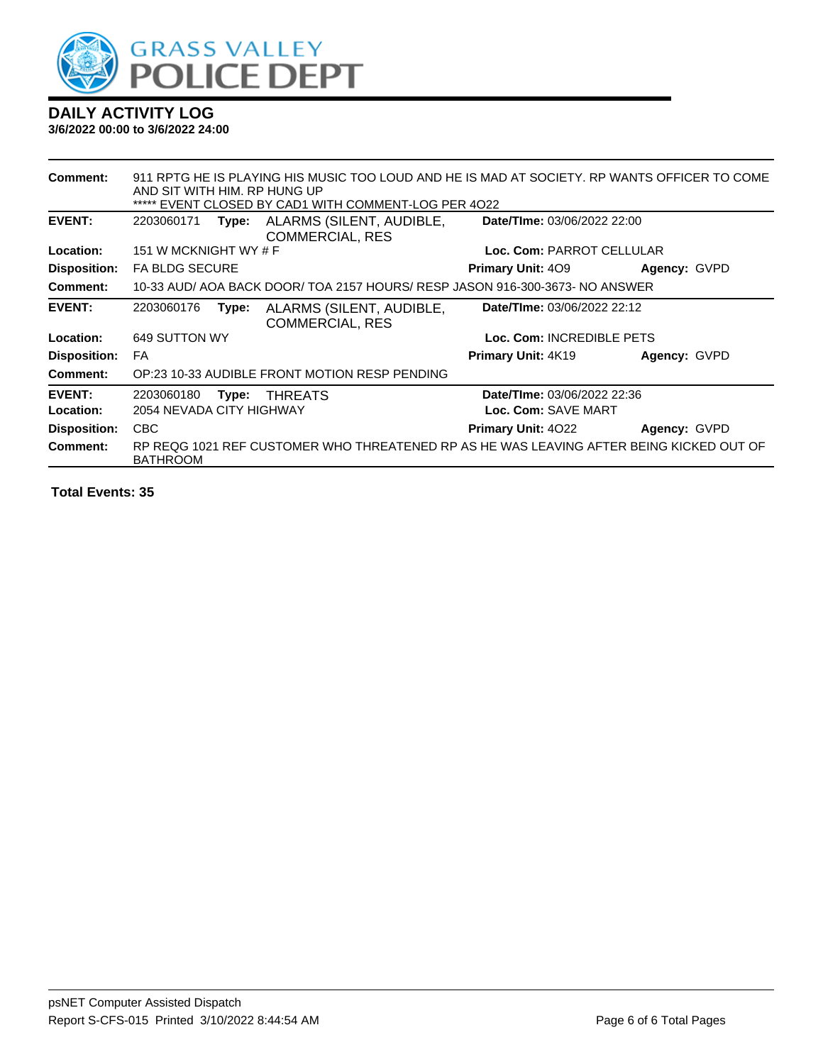# GRASS VALLEY POLICE DEPT

## DAILY ACTIVITY LOG

**3/6/2022 00:00 to 3/6/2022 24:00**

| | | | | |
|---|---|---|---|---|
| **Comment:** | 911 RPTG HE IS PLAYING HIS MUSIC TOO LOUD AND HE IS MAD AT SOCIETY. RP WANTS OFFICER TO COME AND SIT WITH HIM. RP HUNG UP ***** EVENT CLOSED BY CAD1 WITH COMMENT-LOG PER 4O22 | | | |
| **EVENT:** | 2203060171 **Type:** ALARMS (SILENT, AUDIBLE, COMMERCIAL, RES | | **Date/TIme:** 03/06/2022 22:00 | |
| **Location:** | 151 W MCKNIGHT WY # F | | **Loc. Com:** PARROT CELLULAR | |
| **Disposition:** | FA BLDG SECURE | | **Primary Unit:** 4O9 | **Agency:** GVPD |
| **Comment:** | 10-33 AUD/ AOA BACK DOOR/ TOA 2157 HOURS/ RESP JASON 916-300-3673- NO ANSWER | | | |
| **EVENT:** | 2203060176 **Type:** ALARMS (SILENT, AUDIBLE, COMMERCIAL, RES | | **Date/TIme:** 03/06/2022 22:12 | |
| **Location:** | 649 SUTTON WY | | **Loc. Com:** INCREDIBLE PETS | |
| **Disposition:** | FA | | **Primary Unit:** 4K19 | **Agency:** GVPD |
| **Comment:** | OP:23 10-33 AUDIBLE FRONT MOTION RESP PENDING | | | |
| **EVENT:** | 2203060180 **Type:** THREATS | | **Date/TIme:** 03/06/2022 22:36 | |
| **Location:** | 2054 NEVADA CITY HIGHWAY | | **Loc. Com:** SAVE MART | |
| **Disposition:** | CBC | | **Primary Unit:** 4O22 | **Agency:** GVPD |
| **Comment:** | RP REQG 1021 REF CUSTOMER WHO THREATENED RP AS HE WAS LEAVING AFTER BEING KICKED OUT OF BATHROOM | | | |

**Total Events: 35**

psNET Computer Assisted Dispatch
Report S-CFS-015 Printed 3/10/2022 8:44:54 AM